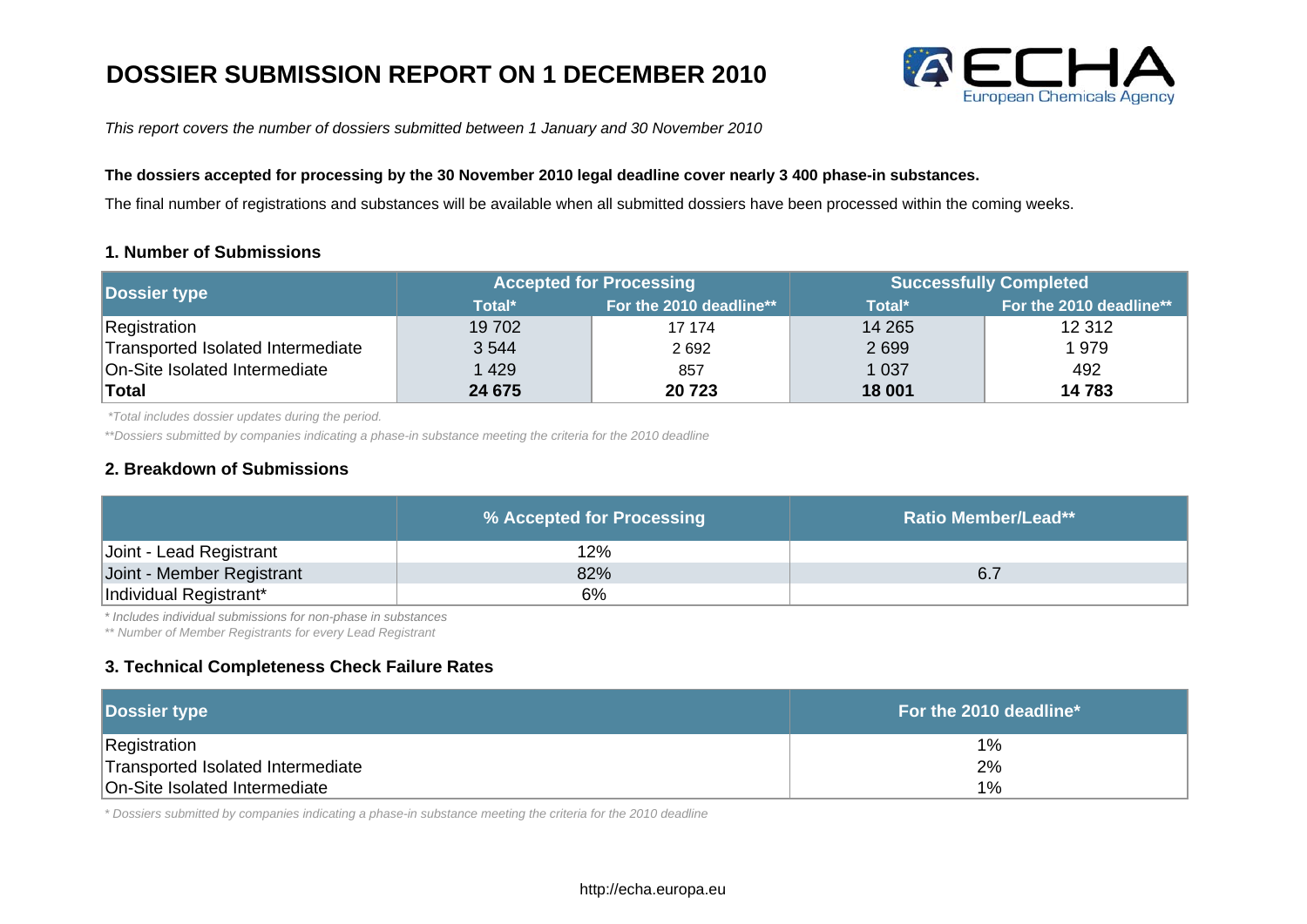# DOSSIER SUBMISSION REPORT ON 1 DECEMBER 2010

*This report covers the number of dossiers submitted between 1 January and 30 November 2010*

**The dossiers accepted for processing by the 30 November 2010 legal deadline cover nearly 3 400 phase-in substances.**

The final number of registrations and substances will be available when all submitted dossiers have been processed within the coming weeks.

## 1. Number of Submissions

| Dossier type | Accepted for Processing | | Successfully Completed | |
|---|---|---|---|---|
| | Total* | For the 2010 deadline** | Total* | For the 2010 deadline** |
| Registration | 19 702 | 17 174 | 14 265 | 12 312 |
| Transported Isolated Intermediate | 3 544 | 2 692 | 2 699 | 1 979 |
| On-Site Isolated Intermediate | 1 429 | 857 | 1 037 | 492 |
| **Total** | **24 675** | **20 723** | **18 001** | **14 783** |

*\*Total includes dossier updates during the period.*

*\*\*Dossiers submitted by companies indicating a phase-in substance meeting the criteria for the 2010 deadline*

## 2. Breakdown of Submissions

| | % Accepted for Processing | Ratio Member/Lead** |
|---|---|---|
| Joint - Lead Registrant | 12% | |
| Joint - Member Registrant | 82% | 6.7 |
| Individual Registrant* | 6% | |

*\* Includes individual submissions for non-phase in substances*

*\*\* Number of Member Registrants for every Lead Registrant*

## 3. Technical Completeness Check Failure Rates

| Dossier type | For the 2010 deadline* |
|---|---|
| Registration | 1% |
| Transported Isolated Intermediate | 2% |
| On-Site Isolated Intermediate | 1% |

*\* Dossiers submitted by companies indicating a phase-in substance meeting the criteria for the 2010 deadline*

http://echa.europa.eu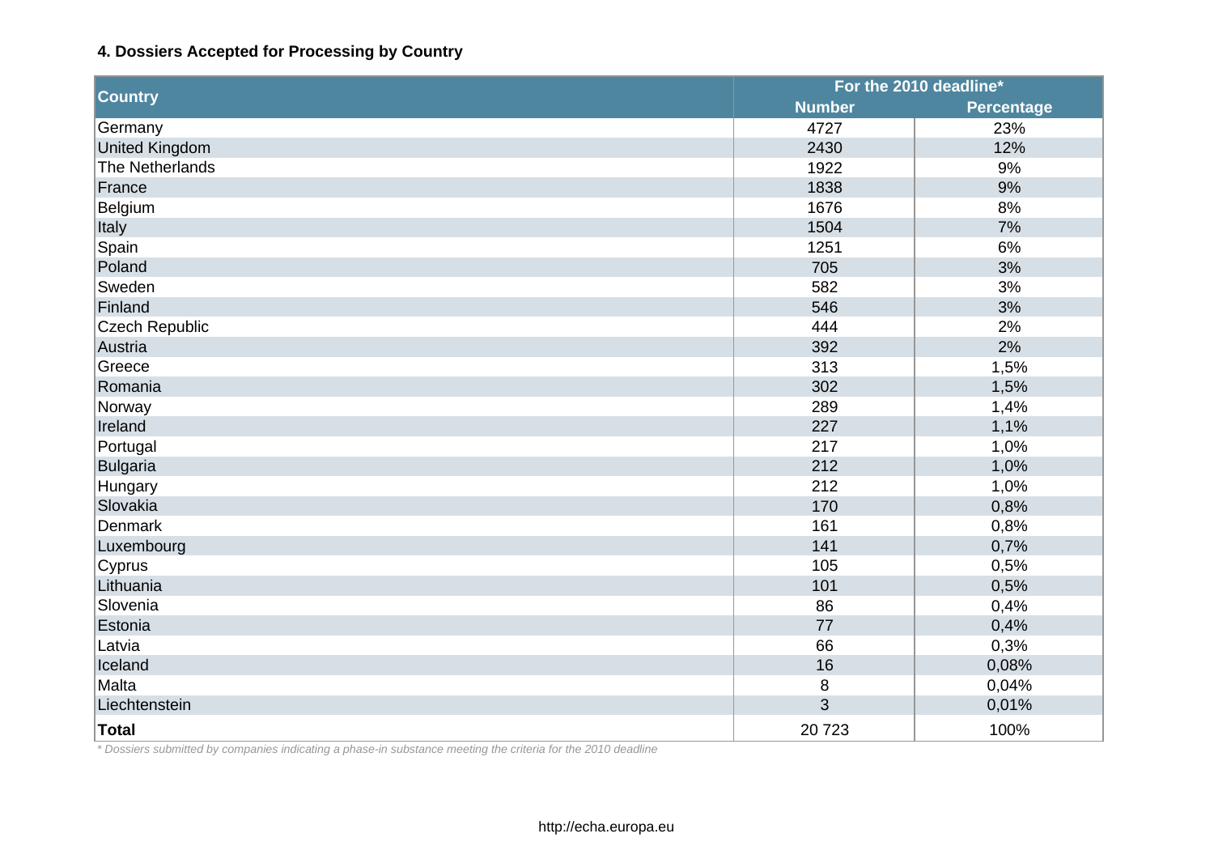#### 4. Dossiers Accepted for Processing by Country

| Country | For the 2010 deadline* | |
|---|---|---|
| | Number | Percentage |
| Germany | 4727 | 23% |
| United Kingdom | 2430 | 12% |
| The Netherlands | 1922 | 9% |
| France | 1838 | 9% |
| Belgium | 1676 | 8% |
| Italy | 1504 | 7% |
| Spain | 1251 | 6% |
| Poland | 705 | 3% |
| Sweden | 582 | 3% |
| Finland | 546 | 3% |
| Czech Republic | 444 | 2% |
| Austria | 392 | 2% |
| Greece | 313 | 1,5% |
| Romania | 302 | 1,5% |
| Norway | 289 | 1,4% |
| Ireland | 227 | 1,1% |
| Portugal | 217 | 1,0% |
| Bulgaria | 212 | 1,0% |
| Hungary | 212 | 1,0% |
| Slovakia | 170 | 0,8% |
| Denmark | 161 | 0,8% |
| Luxembourg | 141 | 0,7% |
| Cyprus | 105 | 0,5% |
| Lithuania | 101 | 0,5% |
| Slovenia | 86 | 0,4% |
| Estonia | 77 | 0,4% |
| Latvia | 66 | 0,3% |
| Iceland | 16 | 0,08% |
| Malta | 8 | 0,04% |
| Liechtenstein | 3 | 0,01% |
| **Total** | 20 723 | 100% |

*\* Dossiers submitted by companies indicating a phase-in substance meeting the criteria for the 2010 deadline*

http://echa.europa.eu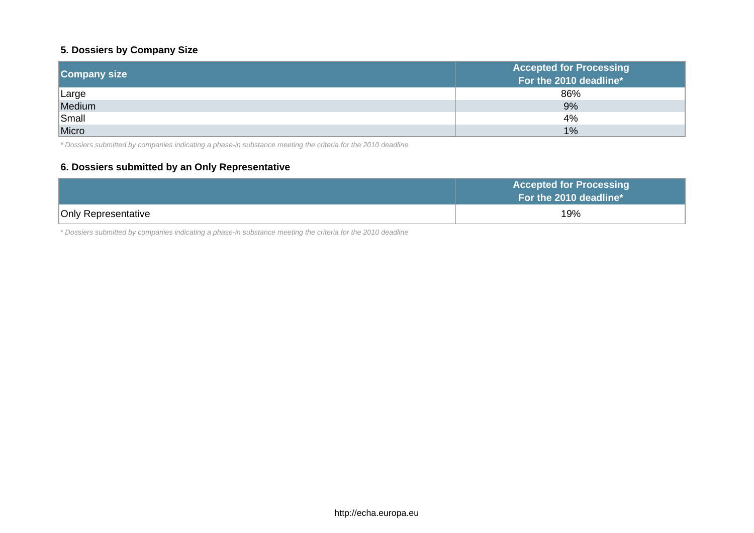### 5. Dossiers by Company Size

| Company size | Accepted for Processing For the 2010 deadline* |
|---|---|
| Large | 86% |
| Medium | 9% |
| Small | 4% |
| Micro | 1% |

*\* Dossiers submitted by companies indicating a phase-in substance meeting the criteria for the 2010 deadline*

### 6. Dossiers submitted by an Only Representative

| | Accepted for Processing For the 2010 deadline* |
|---|---|
| Only Representative | 19% |

*\* Dossiers submitted by companies indicating a phase-in substance meeting the criteria for the 2010 deadline*

http://echa.europa.eu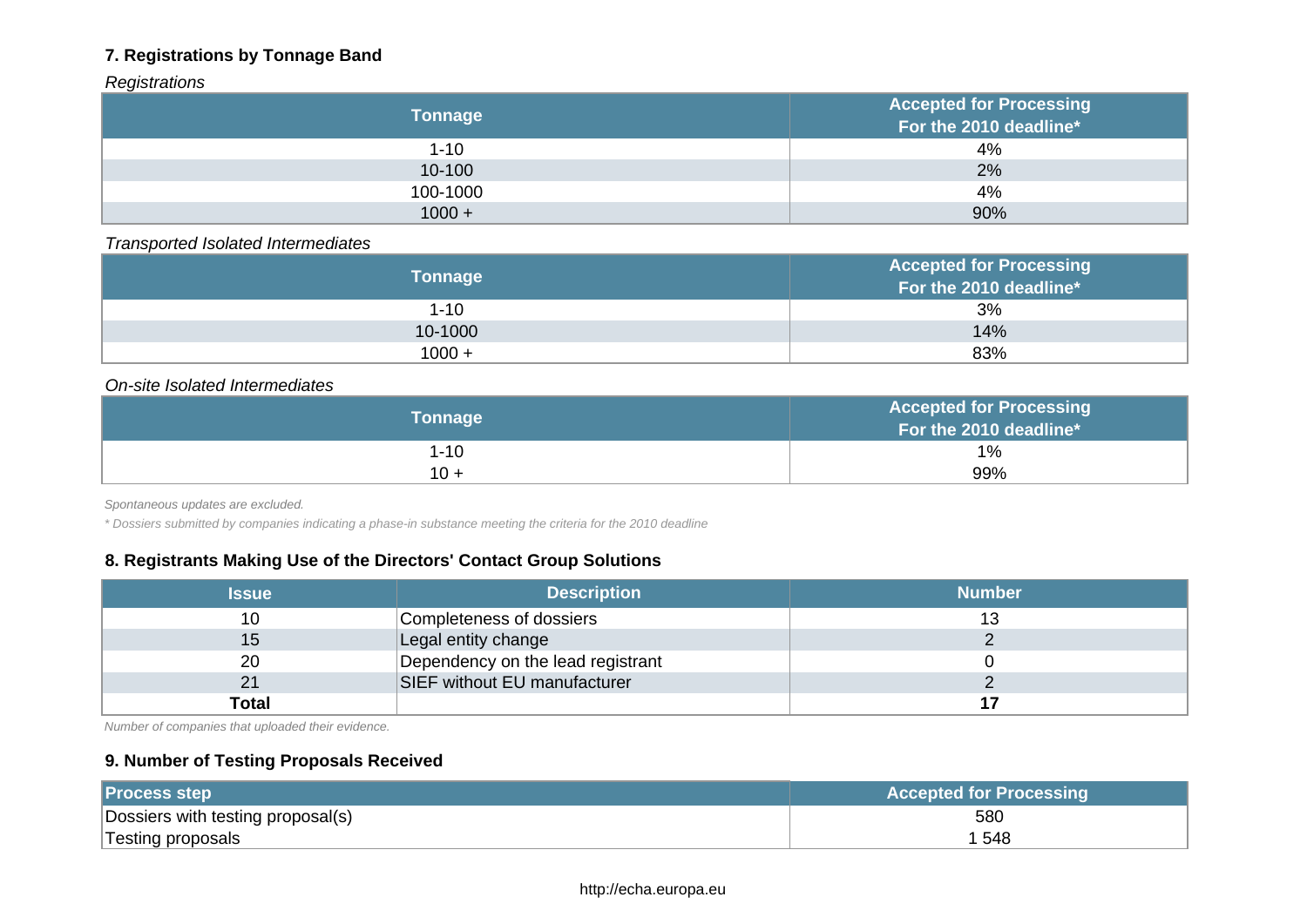### 7. Registrations by Tonnage Band

*Registrations*

| Tonnage | Accepted for Processing For the 2010 deadline* |
|---|---|
| 1-10 | 4% |
| 10-100 | 2% |
| 100-1000 | 4% |
| 1000 + | 90% |

*Transported Isolated Intermediates*

| Tonnage | Accepted for Processing For the 2010 deadline* |
|---|---|
| 1-10 | 3% |
| 10-1000 | 14% |
| 1000 + | 83% |

*On-site Isolated Intermediates*

| Tonnage | Accepted for Processing For the 2010 deadline* |
|---|---|
| 1-10 | 1% |
| 10 + | 99% |

*Spontaneous updates are excluded.*

*\* Dossiers submitted by companies indicating a phase-in substance meeting the criteria for the 2010 deadline*

### 8. Registrants Making Use of the Directors' Contact Group Solutions

| Issue | Description | Number |
|---|---|---|
| 10 | Completeness of dossiers | 13 |
| 15 | Legal entity change | 2 |
| 20 | Dependency on the lead registrant | 0 |
| 21 | SIEF without EU manufacturer | 2 |
| **Total** | | **17** |

*Number of companies that uploaded their evidence.*

### 9. Number of Testing Proposals Received

| Process step | Accepted for Processing |
|---|---|
| Dossiers with testing proposal(s) | 580 |
| Testing proposals | 1 548 |

http://echa.europa.eu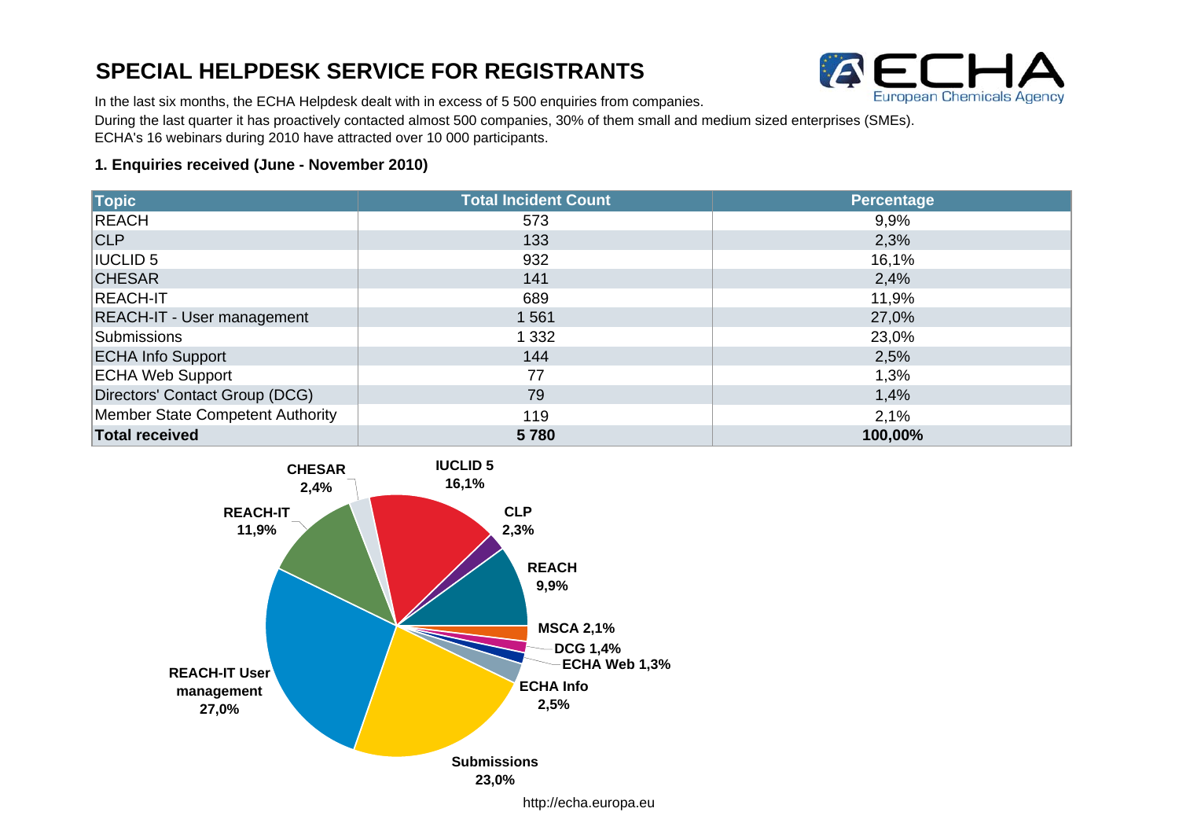# SPECIAL HELPDESK SERVICE FOR REGISTRANTS

In the last six months, the ECHA Helpdesk dealt with in excess of 5 500 enquiries from companies.

During the last quarter it has proactively contacted almost 500 companies, 30% of them small and medium sized enterprises (SMEs).

ECHA's 16 webinars during 2010 have attracted over 10 000 participants.

### 1. Enquiries received (June - November 2010)

| Topic | Total Incident Count | Percentage |
| --- | --- | --- |
| REACH | 573 | 9,9% |
| CLP | 133 | 2,3% |
| IUCLID 5 | 932 | 16,1% |
| CHESAR | 141 | 2,4% |
| REACH-IT | 689 | 11,9% |
| REACH-IT - User management | 1 561 | 27,0% |
| Submissions | 1 332 | 23,0% |
| ECHA Info Support | 144 | 2,5% |
| ECHA Web Support | 77 | 1,3% |
| Directors' Contact Group (DCG) | 79 | 1,4% |
| Member State Competent Authority | 119 | 2,1% |
| **Total received** | **5 780** | **100,00%** |

CHESAR 2,4%
IUCLID 5 16,1%
CLP 2,3%
REACH 9,9%
MSCA 2,1%
DCG 1,4%
ECHA Web 1,3%
ECHA Info 2,5%
Submissions 23,0%
REACH-IT User management 27,0%
REACH-IT 11,9%

http://echa.europa.eu